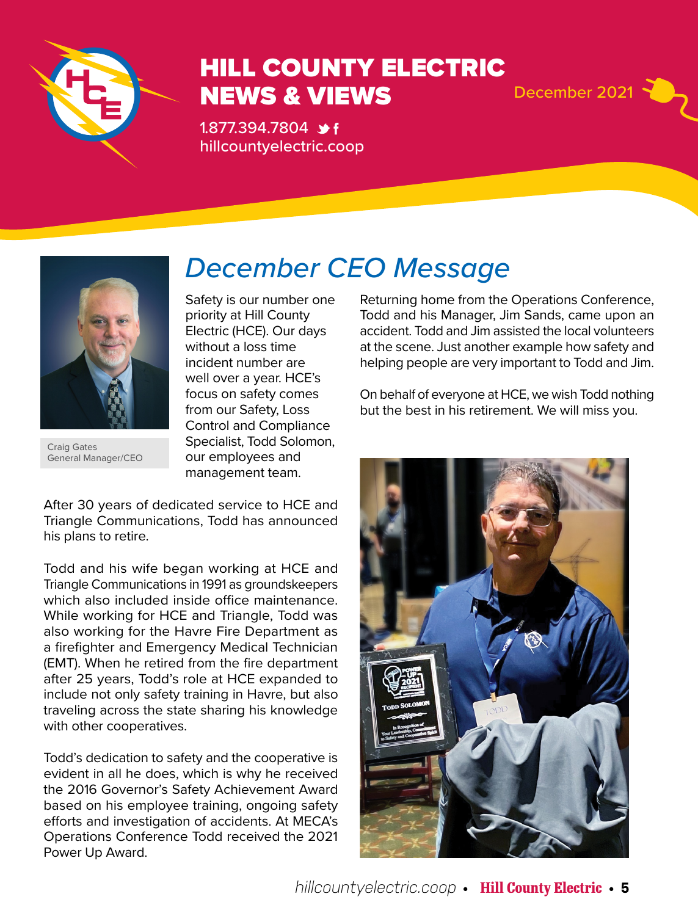# HILL COUNTY ELECTRIC NEWS & VIEWS

December 2021

1.877.394.7804

hillcountyelectric.coop

## December CEO Message

Craig Gates
General Manager/CEO

Safety is our number one priority at Hill County Electric (HCE). Our days without a loss time incident number are well over a year. HCE's focus on safety comes from our Safety, Loss Control and Compliance Specialist, Todd Solomon, our employees and management team.

After 30 years of dedicated service to HCE and Triangle Communications, Todd has announced his plans to retire.

Todd and his wife began working at HCE and Triangle Communications in 1991 as groundskeepers which also included inside office maintenance. While working for HCE and Triangle, Todd was also working for the Havre Fire Department as a firefighter and Emergency Medical Technician (EMT). When he retired from the fire department after 25 years, Todd's role at HCE expanded to include not only safety training in Havre, but also traveling across the state sharing his knowledge with other cooperatives.

Todd's dedication to safety and the cooperative is evident in all he does, which is why he received the 2016 Governor's Safety Achievement Award based on his employee training, ongoing safety efforts and investigation of accidents. At MECA's Operations Conference Todd received the 2021 Power Up Award.

Returning home from the Operations Conference, Todd and his Manager, Jim Sands, came upon an accident. Todd and Jim assisted the local volunteers at the scene. Just another example how safety and helping people are very important to Todd and Jim.

On behalf of everyone at HCE, we wish Todd nothing but the best in his retirement. We will miss you.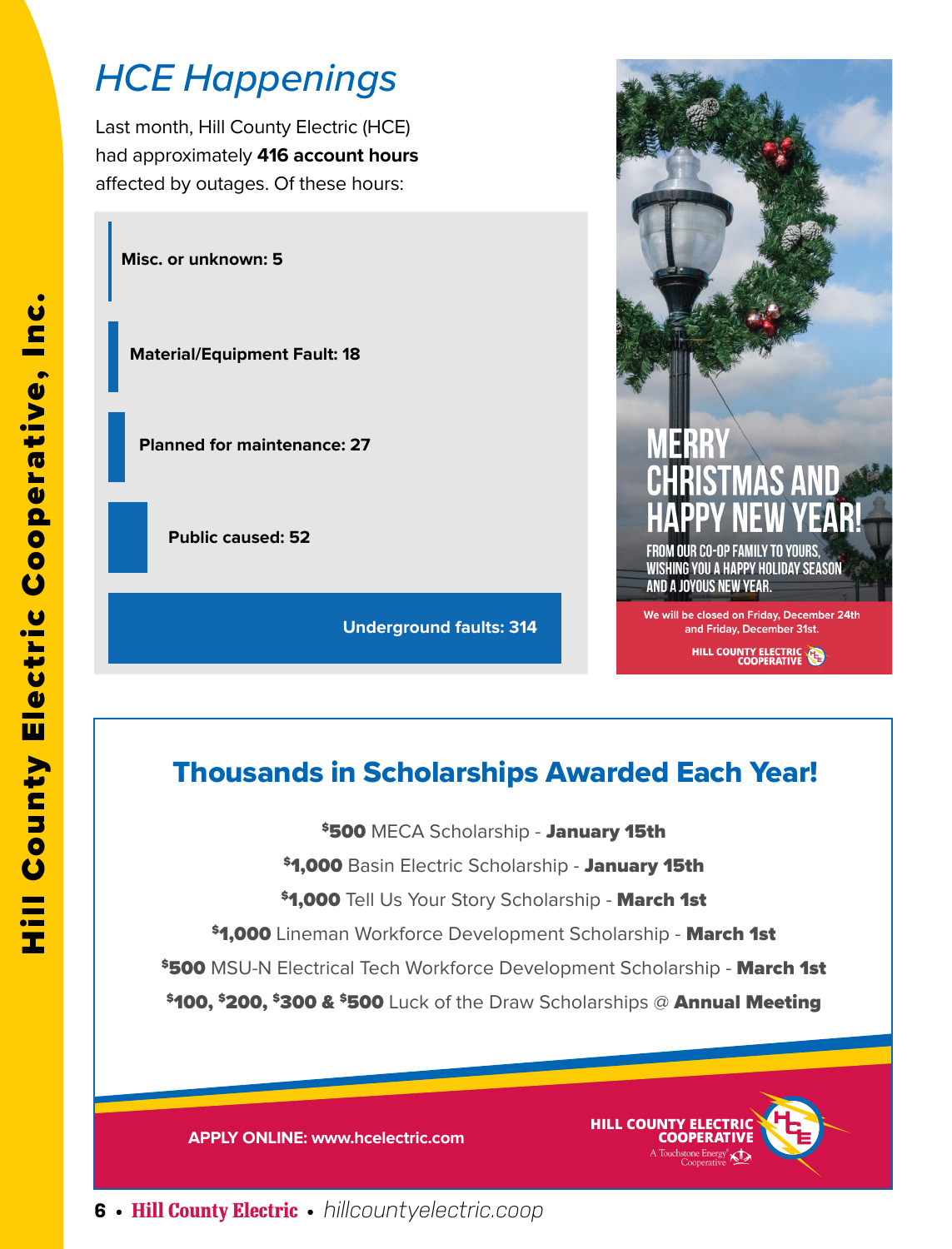# HCE Happenings

Last month, Hill County Electric (HCE) had approximately **416 account hours** affected by outages. Of these hours:

- **Misc. or unknown: 5**
- **Material/Equipment Fault: 18**
- **Planned for maintenance: 27**
- **Public caused: 52**
- **Underground faults: 314**

MERRY CHRISTMAS AND HAPPY NEW YEAR!

FROM OUR CO-OP FAMILY TO YOURS, WISHING YOU A HAPPY HOLIDAY SEASON AND A JOYOUS NEW YEAR.

We will be closed on Friday, December 24th and Friday, December 31st.

HILL COUNTY ELECTRIC COOPERATIVE

## Thousands in Scholarships Awarded Each Year!

**$500** MECA Scholarship - **January 15th**

**$1,000** Basin Electric Scholarship - **January 15th**

**$1,000** Tell Us Your Story Scholarship - **March 1st**

**$1,000** Lineman Workforce Development Scholarship - **March 1st**

**$500** MSU-N Electrical Tech Workforce Development Scholarship - **March 1st**

**$100, $200, $300 & $500** Luck of the Draw Scholarships @ **Annual Meeting**

**APPLY ONLINE: www.hcelectric.com**

HILL COUNTY ELECTRIC COOPERATIVE
A Touchstone Energy® Cooperative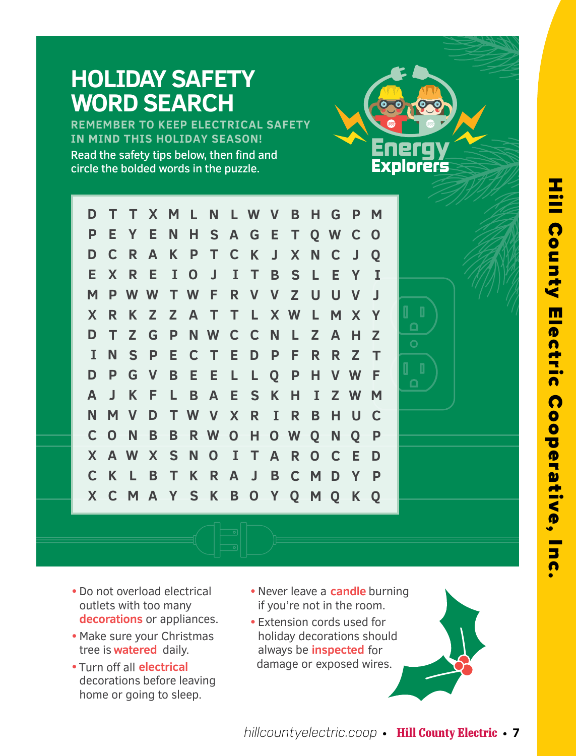# HOLIDAY SAFETY WORD SEARCH

**REMEMBER TO KEEP ELECTRICAL SAFETY IN MIND THIS HOLIDAY SEASON!**

Read the safety tips below, then find and circle the bolded words in the puzzle.

Energy Explorers

```
D T T X M L N L W V B H G P M
P E Y E N H S A G E T Q W C O
D C R A K P T C K J X N C J Q
E X R E I O J I T B S L E Y I
M P W W T W F R V V Z U U V J
X R K Z Z A T T L X W L M X Y
D T Z G P N W C C N L Z A H Z
I N S P E C T E D P F R R Z T
D P G V B E E L L Q P H V W F
A J K F L B A E S K H I Z W M
N M V D T W V X R I R B H U C
C O N B B R W O H O W Q N Q P
X A W X S N O I T A R O C E D
C K L B T K R A J B C M D Y P
X C M A Y S K B O Y Q M Q K Q
```

- Do not overload electrical outlets with too many **decorations** or appliances.
- Make sure your Christmas tree is **watered** daily.
- Turn off all **electrical** decorations before leaving home or going to sleep.
- Never leave a **candle** burning if you're not in the room.
- Extension cords used for holiday decorations should always be **inspected** for damage or exposed wires.

Hill County Electric Cooperative, Inc.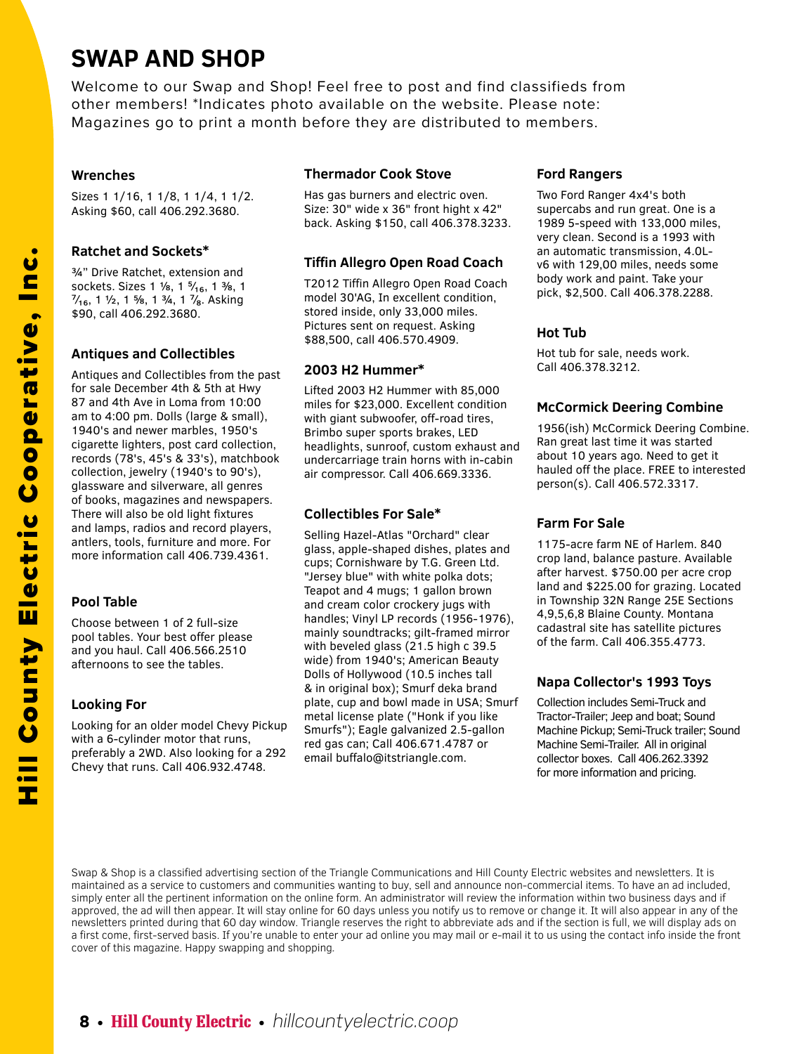# SWAP AND SHOP

Welcome to our Swap and Shop! Feel free to post and find classifieds from other members! *Indicates photo available on the website. Please note: Magazines go to print a month before they are distributed to members.

### Wrenches

Sizes 1 1/16, 1 1/8, 1 1/4, 1 1/2. Asking $60, call 406.292.3680.

### Ratchet and Sockets*

¾" Drive Ratchet, extension and sockets. Sizes 1 ⅛, 1 5/16, 1 ⅜, 1 7/16, 1 ½, 1 ⅝, 1 ¾, 1 ⅞. Asking $90, call 406.292.3680.

### Antiques and Collectibles

Antiques and Collectibles from the past for sale December 4th & 5th at Hwy 87 and 4th Ave in Loma from 10:00 am to 4:00 pm. Dolls (large & small), 1940's and newer marbles, 1950's cigarette lighters, post card collection, records (78's, 45's & 33's), matchbook collection, jewelry (1940's to 90's), glassware and silverware, all genres of books, magazines and newspapers. There will also be old light fixtures and lamps, radios and record players, antlers, tools, furniture and more. For more information call 406.739.4361.

### Pool Table

Choose between 1 of 2 full-size pool tables. Your best offer please and you haul. Call 406.566.2510 afternoons to see the tables.

### Looking For

Looking for an older model Chevy Pickup with a 6-cylinder motor that runs, preferably a 2WD. Also looking for a 292 Chevy that runs. Call 406.932.4748.

### Thermador Cook Stove

Has gas burners and electric oven. Size: 30" wide x 36" front hight x 42" back. Asking $150, call 406.378.3233.

### Tiffin Allegro Open Road Coach

T2012 Tiffin Allegro Open Road Coach model 30'AG, In excellent condition, stored inside, only 33,000 miles. Pictures sent on request. Asking $88,500, call 406.570.4909.

### 2003 H2 Hummer*

Lifted 2003 H2 Hummer with 85,000 miles for $23,000. Excellent condition with giant subwoofer, off-road tires, Brimbo super sports brakes, LED headlights, sunroof, custom exhaust and undercarriage train horns with in-cabin air compressor. Call 406.669.3336.

### Collectibles For Sale*

Selling Hazel-Atlas "Orchard" clear glass, apple-shaped dishes, plates and cups; Cornishware by T.G. Green Ltd. "Jersey blue" with white polka dots; Teapot and 4 mugs; 1 gallon brown and cream color crockery jugs with handles; Vinyl LP records (1956-1976), mainly soundtracks; gilt-framed mirror with beveled glass (21.5 high c 39.5 wide) from 1940's; American Beauty Dolls of Hollywood (10.5 inches tall & in original box); Smurf deka brand plate, cup and bowl made in USA; Smurf metal license plate ("Honk if you like Smurfs"); Eagle galvanized 2.5-gallon red gas can; Call 406.671.4787 or email buffalo@itstriangle.com.

### Ford Rangers

Two Ford Ranger 4x4's both supercabs and run great. One is a 1989 5-speed with 133,000 miles, very clean. Second is a 1993 with an automatic transmission, 4.0L-v6 with 129,00 miles, needs some body work and paint. Take your pick, $2,500. Call 406.378.2288.

### Hot Tub

Hot tub for sale, needs work. Call 406.378.3212.

### McCormick Deering Combine

1956(ish) McCormick Deering Combine. Ran great last time it was started about 10 years ago. Need to get it hauled off the place. FREE to interested person(s). Call 406.572.3317.

### Farm For Sale

1175-acre farm NE of Harlem. 840 crop land, balance pasture. Available after harvest. $750.00 per acre crop land and $225.00 for grazing. Located in Township 32N Range 25E Sections 4,9,5,6,8 Blaine County. Montana cadastral site has satellite pictures of the farm. Call 406.355.4773.

### Napa Collector's 1993 Toys

Collection includes Semi-Truck and Tractor-Trailer; Jeep and boat; Sound Machine Pickup; Semi-Truck trailer; Sound Machine Semi-Trailer. All in original collector boxes. Call 406.262.3392 for more information and pricing.

Swap & Shop is a classified advertising section of the Triangle Communications and Hill County Electric websites and newsletters. It is maintained as a service to customers and communities wanting to buy, sell and announce non-commercial items. To have an ad included, simply enter all the pertinent information on the online form. An administrator will review the information within two business days and if approved, the ad will then appear. It will stay online for 60 days unless you notify us to remove or change it. It will also appear in any of the newsletters printed during that 60 day window. Triangle reserves the right to abbreviate ads and if the section is full, we will display ads on a first come, first-served basis. If you're unable to enter your ad online you may mail or e-mail it to us using the contact info inside the front cover of this magazine. Happy swapping and shopping.